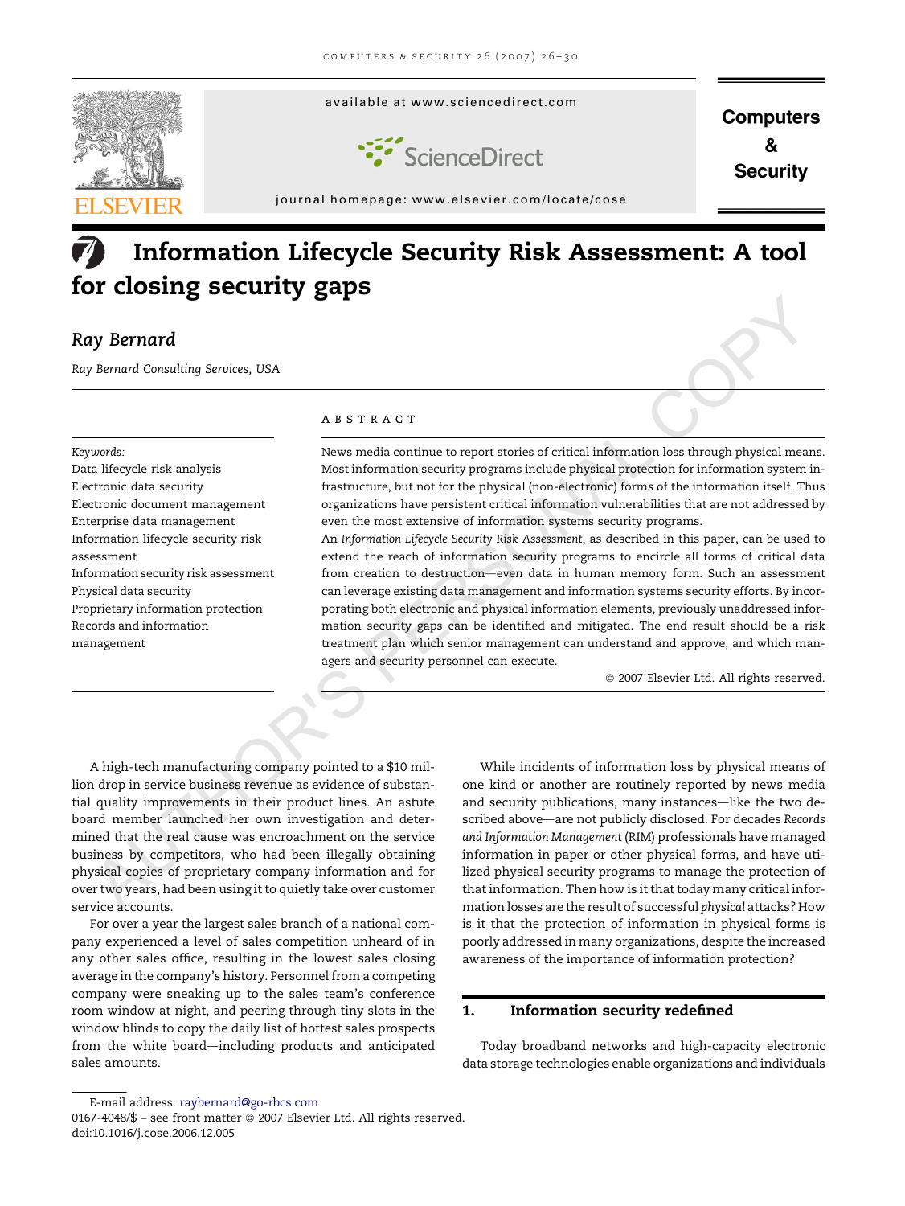# Information Lifecycle Security Risk Assessment: A tool for closing security gaps

*Ray Bernard*

*Ray Bernard Consulting Services, USA*

*Keywords:*
Data lifecycle risk analysis
Electronic data security
Electronic document management
Enterprise data management
Information lifecycle security risk assessment
Information security risk assessment
Physical data security
Proprietary information protection
Records and information management

## ABSTRACT

News media continue to report stories of critical information loss through physical means. Most information security programs include physical protection for information system infrastructure, but not for the physical (non-electronic) forms of the information itself. Thus organizations have persistent critical information vulnerabilities that are not addressed by even the most extensive of information systems security programs.

An *Information Lifecycle Security Risk Assessment*, as described in this paper, can be used to extend the reach of information security programs to encircle all forms of critical data from creation to destruction—even data in human memory form. Such an assessment can leverage existing data management and information systems security efforts. By incorporating both electronic and physical information elements, previously unaddressed information security gaps can be identified and mitigated. The end result should be a risk treatment plan which senior management can understand and approve, and which managers and security personnel can execute.

© 2007 Elsevier Ltd. All rights reserved.

A high-tech manufacturing company pointed to a $10 million drop in service business revenue as evidence of substantial quality improvements in their product lines. An astute board member launched her own investigation and determined that the real cause was encroachment on the service business by competitors, who had been illegally obtaining physical copies of proprietary company information and for over two years, had been using it to quietly take over customer service accounts.

For over a year the largest sales branch of a national company experienced a level of sales competition unheard of in any other sales office, resulting in the lowest sales closing average in the company's history. Personnel from a competing company were sneaking up to the sales team's conference room window at night, and peering through tiny slots in the window blinds to copy the daily list of hottest sales prospects from the white board—including products and anticipated sales amounts.

While incidents of information loss by physical means of one kind or another are routinely reported by news media and security publications, many instances—like the two described above—are not publicly disclosed. For decades *Records and Information Management* (RIM) professionals have managed information in paper or other physical forms, and have utilized physical security programs to manage the protection of that information. Then how is it that today many critical information losses are the result of successful *physical* attacks? How is it that the protection of information in physical forms is poorly addressed in many organizations, despite the increased awareness of the importance of information protection?

## 1. Information security redefined

Today broadband networks and high-capacity electronic data storage technologies enable organizations and individuals

E-mail address: raybernard@go-rbcs.com
0167-4048/$ – see front matter © 2007 Elsevier Ltd. All rights reserved.
doi:10.1016/j.cose.2006.12.005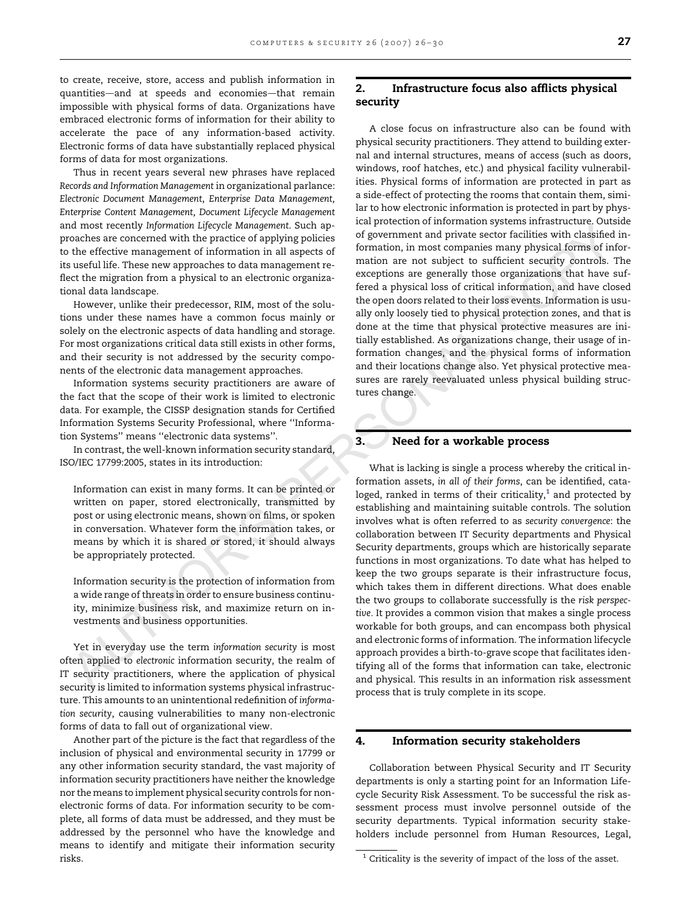to create, receive, store, access and publish information in quantities—and at speeds and economies—that remain impossible with physical forms of data. Organizations have embraced electronic forms of information for their ability to accelerate the pace of any information-based activity. Electronic forms of data have substantially replaced physical forms of data for most organizations.

Thus in recent years several new phrases have replaced *Records and Information Management* in organizational parlance: *Electronic Document Management, Enterprise Data Management, Enterprise Content Management, Document Lifecycle Management* and most recently *Information Lifecycle Management*. Such approaches are concerned with the practice of applying policies to the effective management of information in all aspects of its useful life. These new approaches to data management reflect the migration from a physical to an electronic organizational data landscape.

However, unlike their predecessor, RIM, most of the solutions under these names have a common focus mainly or solely on the electronic aspects of data handling and storage. For most organizations critical data still exists in other forms, and their security is not addressed by the security components of the electronic data management approaches.

Information systems security practitioners are aware of the fact that the scope of their work is limited to electronic data. For example, the CISSP designation stands for Certified Information Systems Security Professional, where ''Information Systems'' means ''electronic data systems''.

In contrast, the well-known information security standard, ISO/IEC 17799:2005, states in its introduction:

> Information can exist in many forms. It can be printed or written on paper, stored electronically, transmitted by post or using electronic means, shown on films, or spoken in conversation. Whatever form the information takes, or means by which it is shared or stored, it should always be appropriately protected.
>
> Information security is the protection of information from a wide range of threats in order to ensure business continuity, minimize business risk, and maximize return on investments and business opportunities.

Yet in everyday use the term *information security* is most often applied to *electronic* information security, the realm of IT security practitioners, where the application of physical security is limited to information systems physical infrastructure. This amounts to an unintentional redefinition of *information security*, causing vulnerabilities to many non-electronic forms of data to fall out of organizational view.

Another part of the picture is the fact that regardless of the inclusion of physical and environmental security in 17799 or any other information security standard, the vast majority of information security practitioners have neither the knowledge nor the means to implement physical security controls for non-electronic forms of data. For information security to be complete, all forms of data must be addressed, and they must be addressed by the personnel who have the knowledge and means to identify and mitigate their information security risks.

## 2. Infrastructure focus also afflicts physical security

A close focus on infrastructure also can be found with physical security practitioners. They attend to building external and internal structures, means of access (such as doors, windows, roof hatches, etc.) and physical facility vulnerabilities. Physical forms of information are protected in part as a side-effect of protecting the rooms that contain them, similar to how electronic information is protected in part by physical protection of information systems infrastructure. Outside of government and private sector facilities with classified information, in most companies many physical forms of information are not subject to sufficient security controls. The exceptions are generally those organizations that have suffered a physical loss of critical information, and have closed the open doors related to their loss events. Information is usually only loosely tied to physical protection zones, and that is done at the time that physical protective measures are initially established. As organizations change, their usage of information changes, and the physical forms of information and their locations change also. Yet physical protective measures are rarely reevaluated unless physical building structures change.

## 3. Need for a workable process

What is lacking is single a process whereby the critical information assets, *in all of their forms*, can be identified, cataloged, ranked in terms of their criticality,[1] and protected by establishing and maintaining suitable controls. The solution involves what is often referred to as *security convergence*: the collaboration between IT Security departments and Physical Security departments, groups which are historically separate functions in most organizations. To date what has helped to keep the two groups separate is their infrastructure focus, which takes them in different directions. What does enable the two groups to collaborate successfully is the *risk perspective*. It provides a common vision that makes a single process workable for both groups, and can encompass both physical and electronic forms of information. The information lifecycle approach provides a birth-to-grave scope that facilitates identifying all of the forms that information can take, electronic and physical. This results in an information risk assessment process that is truly complete in its scope.

## 4. Information security stakeholders

Collaboration between Physical Security and IT Security departments is only a starting point for an Information Lifecycle Security Risk Assessment. To be successful the risk assessment process must involve personnel outside of the security departments. Typical information security stakeholders include personnel from Human Resources, Legal,

[1] Criticality is the severity of impact of the loss of the asset.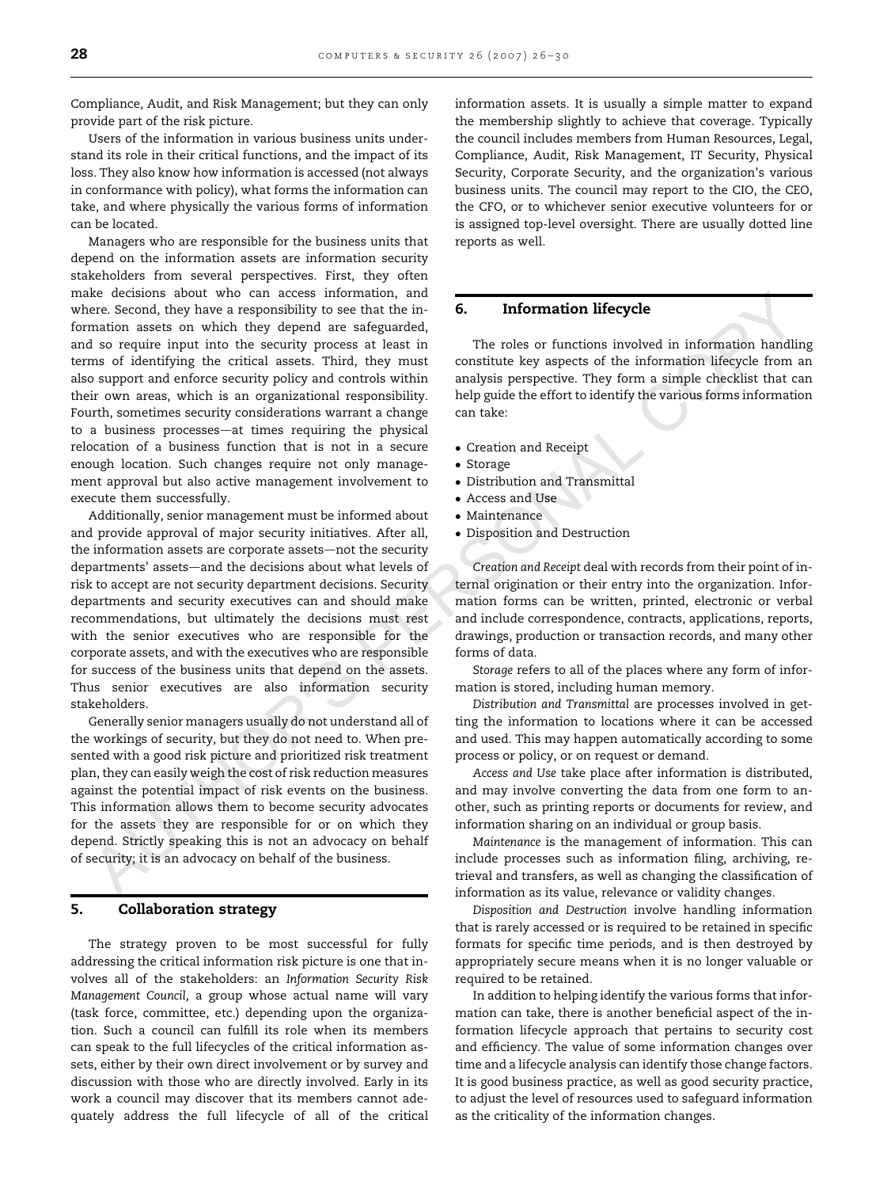Compliance, Audit, and Risk Management; but they can only provide part of the risk picture.

Users of the information in various business units understand its role in their critical functions, and the impact of its loss. They also know how information is accessed (not always in conformance with policy), what forms the information can take, and where physically the various forms of information can be located.

Managers who are responsible for the business units that depend on the information assets are information security stakeholders from several perspectives. First, they often make decisions about who can access information, and where. Second, they have a responsibility to see that the information assets on which they depend are safeguarded, and so require input into the security process at least in terms of identifying the critical assets. Third, they must also support and enforce security policy and controls within their own areas, which is an organizational responsibility. Fourth, sometimes security considerations warrant a change to a business processes—at times requiring the physical relocation of a business function that is not in a secure enough location. Such changes require not only management approval but also active management involvement to execute them successfully.

Additionally, senior management must be informed about and provide approval of major security initiatives. After all, the information assets are corporate assets—not the security departments' assets—and the decisions about what levels of risk to accept are not security department decisions. Security departments and security executives can and should make recommendations, but ultimately the decisions must rest with the senior executives who are responsible for the corporate assets, and with the executives who are responsible for success of the business units that depend on the assets. Thus senior executives are also information security stakeholders.

Generally senior managers usually do not understand all of the workings of security, but they do not need to. When presented with a good risk picture and prioritized risk treatment plan, they can easily weigh the cost of risk reduction measures against the potential impact of risk events on the business. This information allows them to become security advocates for the assets they are responsible for or on which they depend. Strictly speaking this is not an advocacy on behalf of security; it is an advocacy on behalf of the business.

## 5. Collaboration strategy

The strategy proven to be most successful for fully addressing the critical information risk picture is one that involves all of the stakeholders: an *Information Security Risk Management Council*, a group whose actual name will vary (task force, committee, etc.) depending upon the organization. Such a council can fulfill its role when its members can speak to the full lifecycles of the critical information assets, either by their own direct involvement or by survey and discussion with those who are directly involved. Early in its work a council may discover that its members cannot adequately address the full lifecycle of all of the critical information assets. It is usually a simple matter to expand the membership slightly to achieve that coverage. Typically the council includes members from Human Resources, Legal, Compliance, Audit, Risk Management, IT Security, Physical Security, Corporate Security, and the organization's various business units. The council may report to the CIO, the CEO, the CFO, or to whichever senior executive volunteers for or is assigned top-level oversight. There are usually dotted line reports as well.

## 6. Information lifecycle

The roles or functions involved in information handling constitute key aspects of the information lifecycle from an analysis perspective. They form a simple checklist that can help guide the effort to identify the various forms information can take:

- Creation and Receipt
- Storage
- Distribution and Transmittal
- Access and Use
- Maintenance
- Disposition and Destruction

*Creation and Receipt* deal with records from their point of internal origination or their entry into the organization. Information forms can be written, printed, electronic or verbal and include correspondence, contracts, applications, reports, drawings, production or transaction records, and many other forms of data.

*Storage* refers to all of the places where any form of information is stored, including human memory.

*Distribution and Transmittal* are processes involved in getting the information to locations where it can be accessed and used. This may happen automatically according to some process or policy, or on request or demand.

*Access and Use* take place after information is distributed, and may involve converting the data from one form to another, such as printing reports or documents for review, and information sharing on an individual or group basis.

*Maintenance* is the management of information. This can include processes such as information filing, archiving, retrieval and transfers, as well as changing the classification of information as its value, relevance or validity changes.

*Disposition and Destruction* involve handling information that is rarely accessed or is required to be retained in specific formats for specific time periods, and is then destroyed by appropriately secure means when it is no longer valuable or required to be retained.

In addition to helping identify the various forms that information can take, there is another beneficial aspect of the information lifecycle approach that pertains to security cost and efficiency. The value of some information changes over time and a lifecycle analysis can identify those change factors. It is good business practice, as well as good security practice, to adjust the level of resources used to safeguard information as the criticality of the information changes.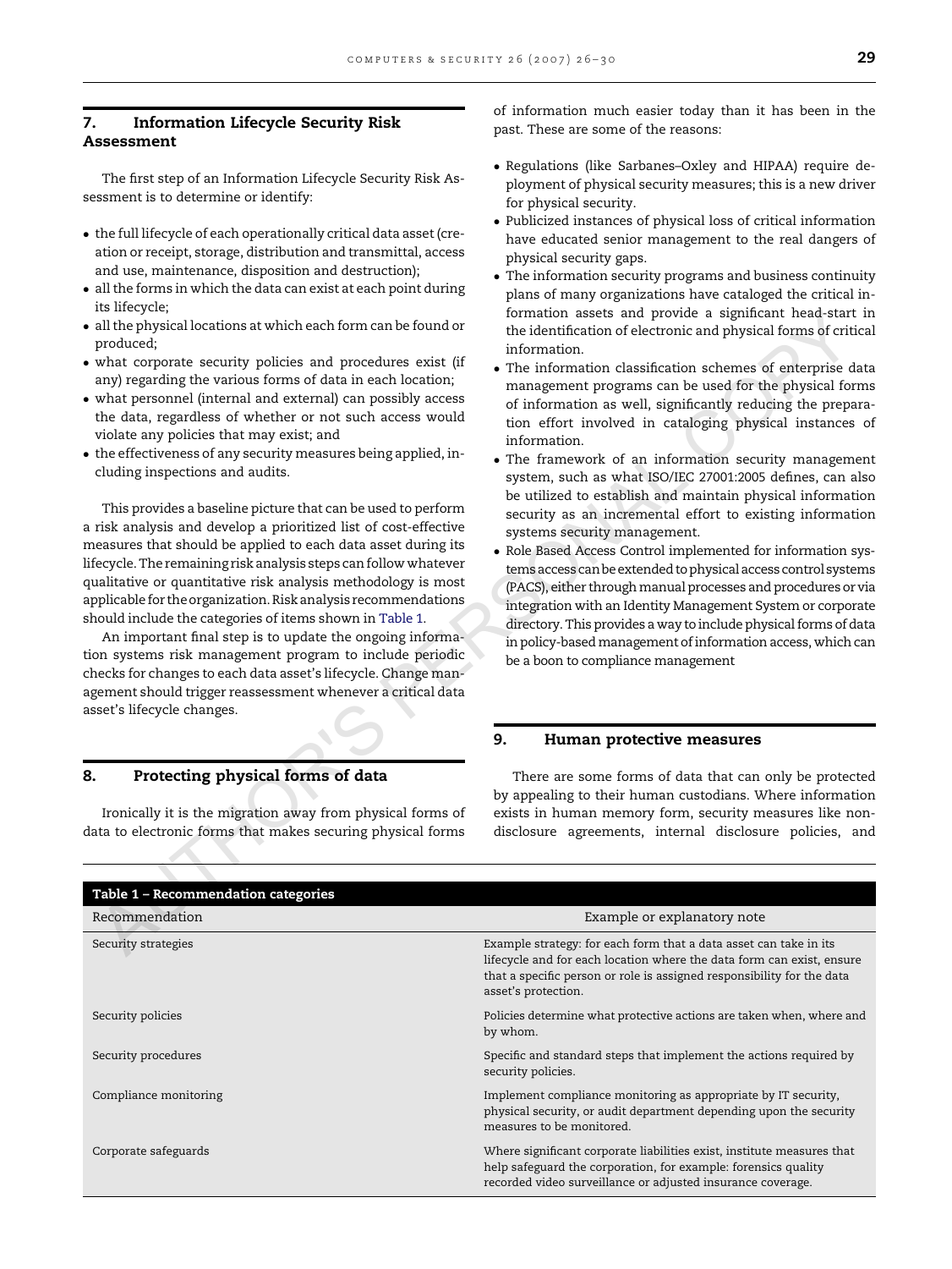## 7. Information Lifecycle Security Risk Assessment

The first step of an Information Lifecycle Security Risk Assessment is to determine or identify:

- the full lifecycle of each operationally critical data asset (creation or receipt, storage, distribution and transmittal, access and use, maintenance, disposition and destruction);
- all the forms in which the data can exist at each point during its lifecycle;
- all the physical locations at which each form can be found or produced;
- what corporate security policies and procedures exist (if any) regarding the various forms of data in each location;
- what personnel (internal and external) can possibly access the data, regardless of whether or not such access would violate any policies that may exist; and
- the effectiveness of any security measures being applied, including inspections and audits.

This provides a baseline picture that can be used to perform a risk analysis and develop a prioritized list of cost-effective measures that should be applied to each data asset during its lifecycle. The remaining risk analysis steps can follow whatever qualitative or quantitative risk analysis methodology is most applicable for the organization. Risk analysis recommendations should include the categories of items shown in Table 1.

An important final step is to update the ongoing information systems risk management program to include periodic checks for changes to each data asset's lifecycle. Change management should trigger reassessment whenever a critical data asset's lifecycle changes.

## 8. Protecting physical forms of data

Ironically it is the migration away from physical forms of data to electronic forms that makes securing physical forms of information much easier today than it has been in the past. These are some of the reasons:

- Regulations (like Sarbanes–Oxley and HIPAA) require deployment of physical security measures; this is a new driver for physical security.
- Publicized instances of physical loss of critical information have educated senior management to the real dangers of physical security gaps.
- The information security programs and business continuity plans of many organizations have cataloged the critical information assets and provide a significant head-start in the identification of electronic and physical forms of critical information.
- The information classification schemes of enterprise data management programs can be used for the physical forms of information as well, significantly reducing the preparation effort involved in cataloging physical instances of information.
- The framework of an information security management system, such as what ISO/IEC 27001:2005 defines, can also be utilized to establish and maintain physical information security as an incremental effort to existing information systems security management.
- Role Based Access Control implemented for information systems access can be extended to physical access control systems (PACS), either through manual processes and procedures or via integration with an Identity Management System or corporate directory. This provides a way to include physical forms of data in policy-based management of information access, which can be a boon to compliance management

## 9. Human protective measures

There are some forms of data that can only be protected by appealing to their human custodians. Where information exists in human memory form, security measures like non-disclosure agreements, internal disclosure policies, and

**Table 1 – Recommendation categories**

| Recommendation | Example or explanatory note |
|---|---|
| Security strategies | Example strategy: for each form that a data asset can take in its lifecycle and for each location where the data form can exist, ensure that a specific person or role is assigned responsibility for the data asset's protection. |
| Security policies | Policies determine what protective actions are taken when, where and by whom. |
| Security procedures | Specific and standard steps that implement the actions required by security policies. |
| Compliance monitoring | Implement compliance monitoring as appropriate by IT security, physical security, or audit department depending upon the security measures to be monitored. |
| Corporate safeguards | Where significant corporate liabilities exist, institute measures that help safeguard the corporation, for example: forensics quality recorded video surveillance or adjusted insurance coverage. |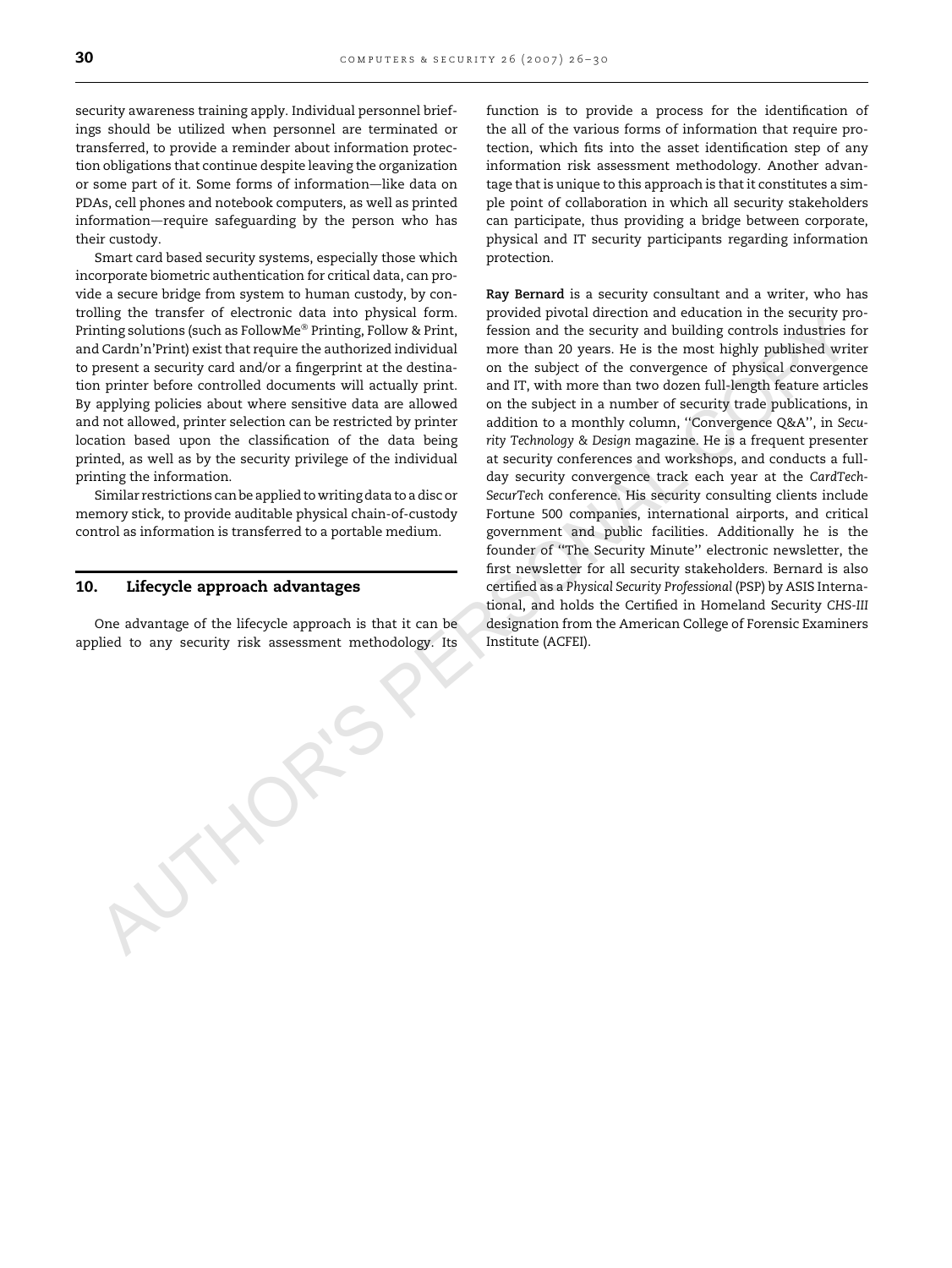security awareness training apply. Individual personnel briefings should be utilized when personnel are terminated or transferred, to provide a reminder about information protection obligations that continue despite leaving the organization or some part of it. Some forms of information—like data on PDAs, cell phones and notebook computers, as well as printed information—require safeguarding by the person who has their custody.

Smart card based security systems, especially those which incorporate biometric authentication for critical data, can provide a secure bridge from system to human custody, by controlling the transfer of electronic data into physical form. Printing solutions (such as FollowMe® Printing, Follow & Print, and Cardn'n'Print) exist that require the authorized individual to present a security card and/or a fingerprint at the destination printer before controlled documents will actually print. By applying policies about where sensitive data are allowed and not allowed, printer selection can be restricted by printer location based upon the classification of the data being printed, as well as by the security privilege of the individual printing the information.

Similar restrictions can be applied to writing data to a disc or memory stick, to provide auditable physical chain-of-custody control as information is transferred to a portable medium.

## 10. Lifecycle approach advantages

One advantage of the lifecycle approach is that it can be applied to any security risk assessment methodology. Its function is to provide a process for the identification of the all of the various forms of information that require protection, which fits into the asset identification step of any information risk assessment methodology. Another advantage that is unique to this approach is that it constitutes a simple point of collaboration in which all security stakeholders can participate, thus providing a bridge between corporate, physical and IT security participants regarding information protection.

**Ray Bernard** is a security consultant and a writer, who has provided pivotal direction and education in the security profession and the security and building controls industries for more than 20 years. He is the most highly published writer on the subject of the convergence of physical convergence and IT, with more than two dozen full-length feature articles on the subject in a number of security trade publications, in addition to a monthly column, ''Convergence Q&A'', in *Security Technology & Design* magazine. He is a frequent presenter at security conferences and workshops, and conducts a full-day security convergence track each year at the *CardTech-SecurTech* conference. His security consulting clients include Fortune 500 companies, international airports, and critical government and public facilities. Additionally he is the founder of ''The Security Minute'' electronic newsletter, the first newsletter for all security stakeholders. Bernard is also certified as a *Physical Security Professional* (PSP) by ASIS International, and holds the Certified in Homeland Security *CHS-III* designation from the American College of Forensic Examiners Institute (ACFEI).